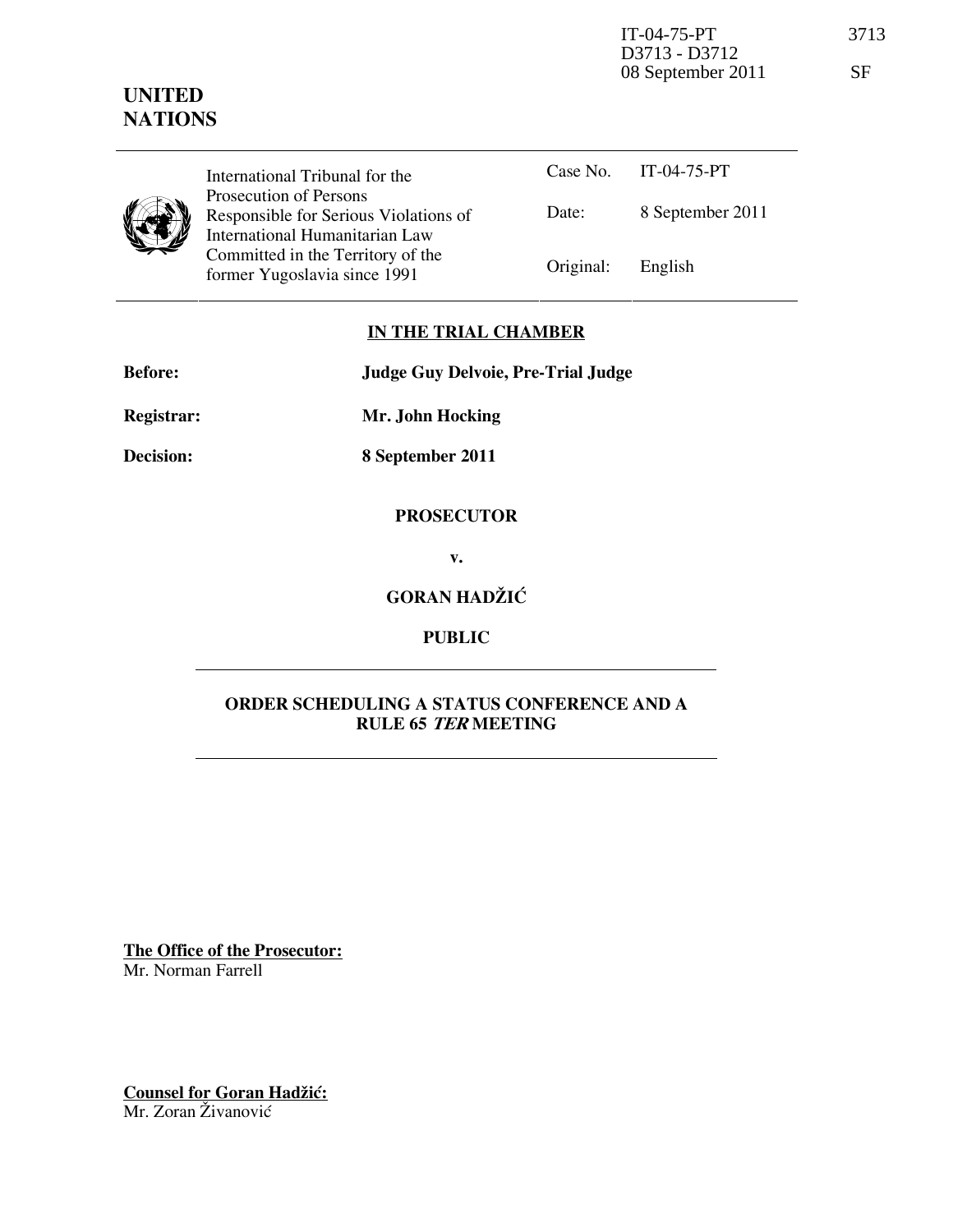IT-04-75-PT 3713
D3713 - D3712
08 September 2011 SF

**UNITED NATIONS**

| International Tribunal for the Prosecution of Persons Responsible for Serious Violations of International Humanitarian Law Committed in the Territory of the former Yugoslavia since 1991 | Case No. | IT-04-75-PT |
|---|---|---|
| | Date: | 8 September 2011 |
| | Original: | English |

## IN THE TRIAL CHAMBER

**Before:** **Judge Guy Delvoie, Pre-Trial Judge**

**Registrar:** **Mr. John Hocking**

**Decision:** **8 September 2011**

**PROSECUTOR**

**v.**

**GORAN HADŽIĆ**

**PUBLIC**

---

**ORDER SCHEDULING A STATUS CONFERENCE AND A RULE 65 *TER* MEETING**

---

**The Office of the Prosecutor:**
Mr. Norman Farrell

**Counsel for Goran Hadžić:**
Mr. Zoran Živanović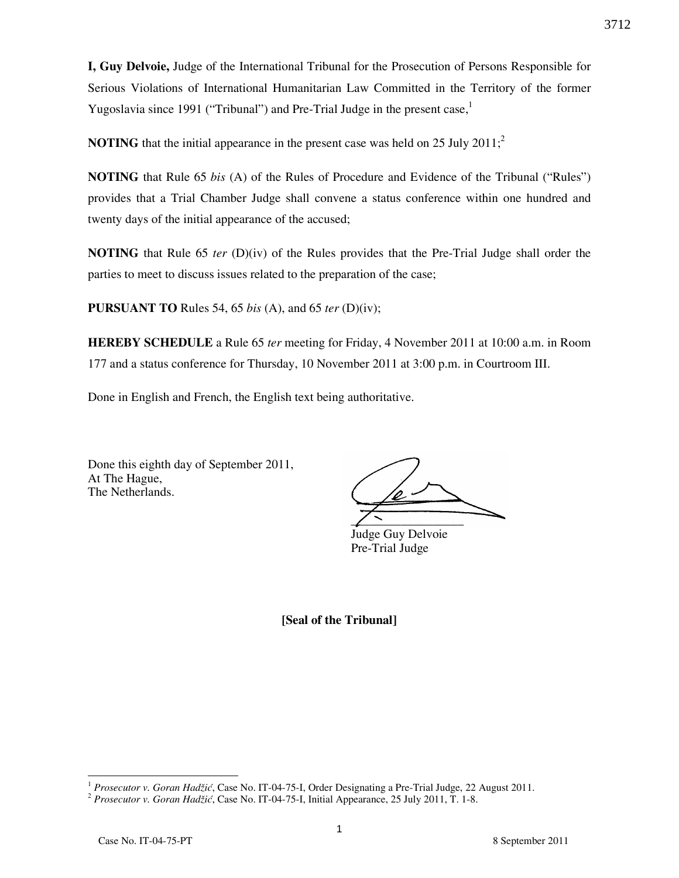**I, Guy Delvoie,** Judge of the International Tribunal for the Prosecution of Persons Responsible for Serious Violations of International Humanitarian Law Committed in the Territory of the former Yugoslavia since 1991 ("Tribunal") and Pre-Trial Judge in the present case,[1]

**NOTING** that the initial appearance in the present case was held on 25 July 2011;[2]

**NOTING** that Rule 65 *bis* (A) of the Rules of Procedure and Evidence of the Tribunal ("Rules") provides that a Trial Chamber Judge shall convene a status conference within one hundred and twenty days of the initial appearance of the accused;

**NOTING** that Rule 65 *ter* (D)(iv) of the Rules provides that the Pre-Trial Judge shall order the parties to meet to discuss issues related to the preparation of the case;

**PURSUANT TO** Rules 54, 65 *bis* (A), and 65 *ter* (D)(iv);

**HEREBY SCHEDULE** a Rule 65 *ter* meeting for Friday, 4 November 2011 at 10:00 a.m. in Room 177 and a status conference for Thursday, 10 November 2011 at 3:00 p.m. in Courtroom III.

Done in English and French, the English text being authoritative.

Done this eighth day of September 2011,
At The Hague,
The Netherlands.

Judge Guy Delvoie
Pre-Trial Judge

**[Seal of the Tribunal]**

---

[1] *Prosecutor v. Goran Hadžić*, Case No. IT-04-75-I, Order Designating a Pre-Trial Judge, 22 August 2011.

[2] *Prosecutor v. Goran Hadžić*, Case No. IT-04-75-I, Initial Appearance, 25 July 2011, T. 1-8.